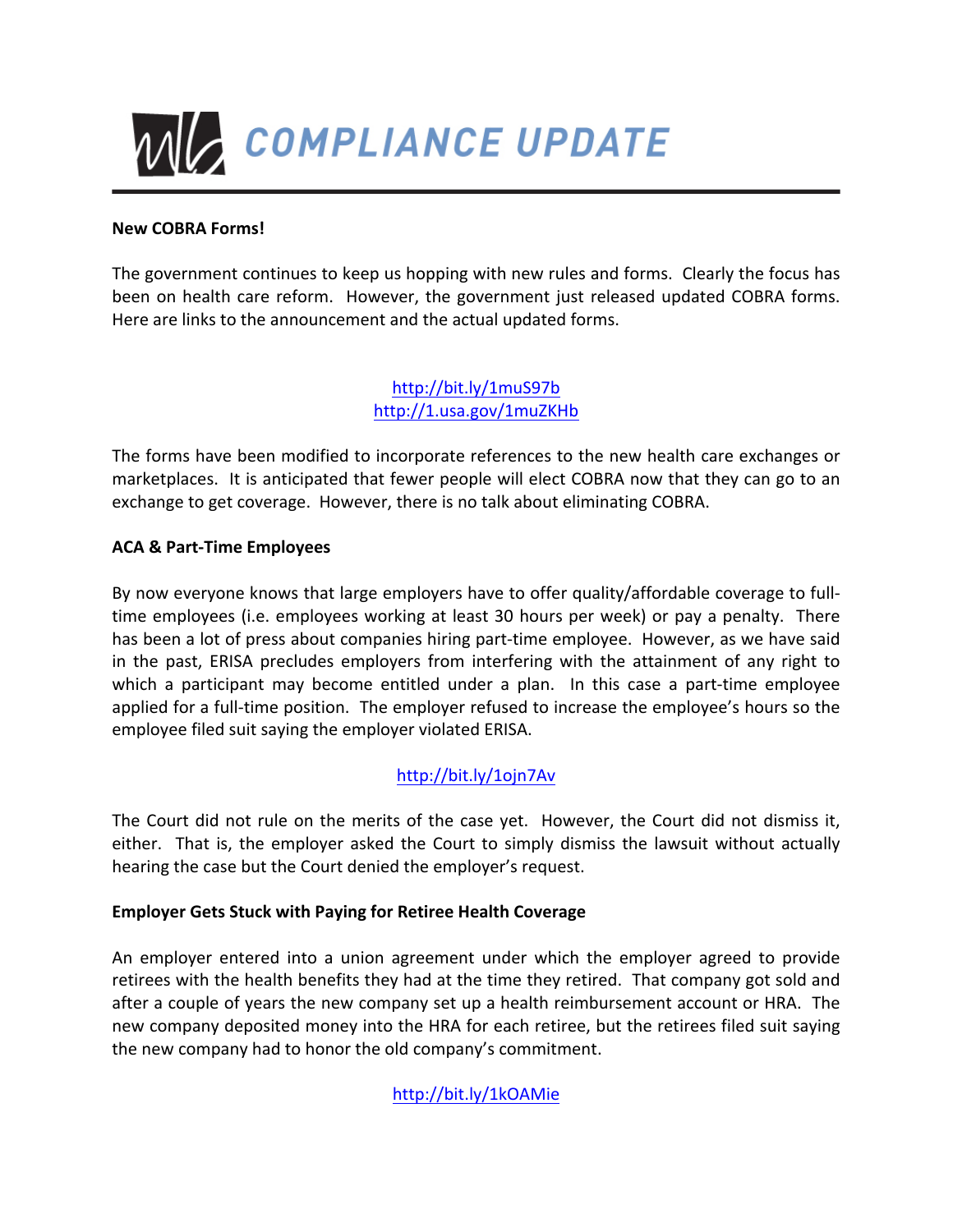# COMPLIANCE UPDATE

**New COBRA Forms!**

The government continues to keep us hopping with new rules and forms. Clearly the focus has been on health care reform. However, the government just released updated COBRA forms. Here are links to the announcement and the actual updated forms.

http://bit.ly/1muS97b
http://1.usa.gov/1muZKHb

The forms have been modified to incorporate references to the new health care exchanges or marketplaces. It is anticipated that fewer people will elect COBRA now that they can go to an exchange to get coverage. However, there is no talk about eliminating COBRA.

**ACA & Part-Time Employees**

By now everyone knows that large employers have to offer quality/affordable coverage to full-time employees (i.e. employees working at least 30 hours per week) or pay a penalty. There has been a lot of press about companies hiring part-time employee. However, as we have said in the past, ERISA precludes employers from interfering with the attainment of any right to which a participant may become entitled under a plan. In this case a part-time employee applied for a full-time position. The employer refused to increase the employee's hours so the employee filed suit saying the employer violated ERISA.

http://bit.ly/1ojn7Av

The Court did not rule on the merits of the case yet. However, the Court did not dismiss it, either. That is, the employer asked the Court to simply dismiss the lawsuit without actually hearing the case but the Court denied the employer's request.

**Employer Gets Stuck with Paying for Retiree Health Coverage**

An employer entered into a union agreement under which the employer agreed to provide retirees with the health benefits they had at the time they retired. That company got sold and after a couple of years the new company set up a health reimbursement account or HRA. The new company deposited money into the HRA for each retiree, but the retirees filed suit saying the new company had to honor the old company's commitment.

http://bit.ly/1kOAMie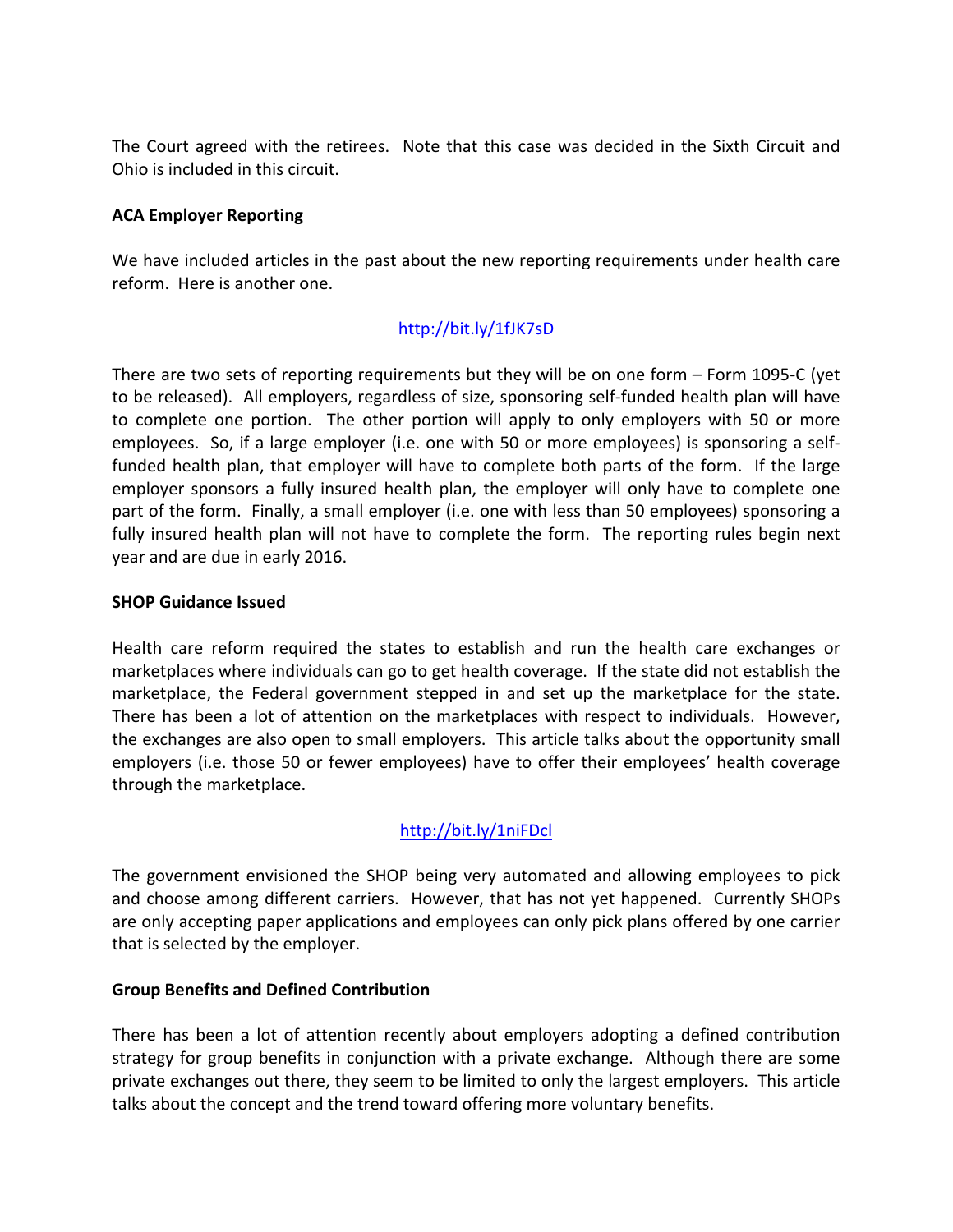The Court agreed with the retirees. Note that this case was decided in the Sixth Circuit and Ohio is included in this circuit.

**ACA Employer Reporting**

We have included articles in the past about the new reporting requirements under health care reform. Here is another one.

http://bit.ly/1fJK7sD

There are two sets of reporting requirements but they will be on one form – Form 1095-C (yet to be released). All employers, regardless of size, sponsoring self-funded health plan will have to complete one portion. The other portion will apply to only employers with 50 or more employees. So, if a large employer (i.e. one with 50 or more employees) is sponsoring a self-funded health plan, that employer will have to complete both parts of the form. If the large employer sponsors a fully insured health plan, the employer will only have to complete one part of the form. Finally, a small employer (i.e. one with less than 50 employees) sponsoring a fully insured health plan will not have to complete the form. The reporting rules begin next year and are due in early 2016.

**SHOP Guidance Issued**

Health care reform required the states to establish and run the health care exchanges or marketplaces where individuals can go to get health coverage. If the state did not establish the marketplace, the Federal government stepped in and set up the marketplace for the state. There has been a lot of attention on the marketplaces with respect to individuals. However, the exchanges are also open to small employers. This article talks about the opportunity small employers (i.e. those 50 or fewer employees) have to offer their employees' health coverage through the marketplace.

http://bit.ly/1niFDcl

The government envisioned the SHOP being very automated and allowing employees to pick and choose among different carriers. However, that has not yet happened. Currently SHOPs are only accepting paper applications and employees can only pick plans offered by one carrier that is selected by the employer.

**Group Benefits and Defined Contribution**

There has been a lot of attention recently about employers adopting a defined contribution strategy for group benefits in conjunction with a private exchange. Although there are some private exchanges out there, they seem to be limited to only the largest employers. This article talks about the concept and the trend toward offering more voluntary benefits.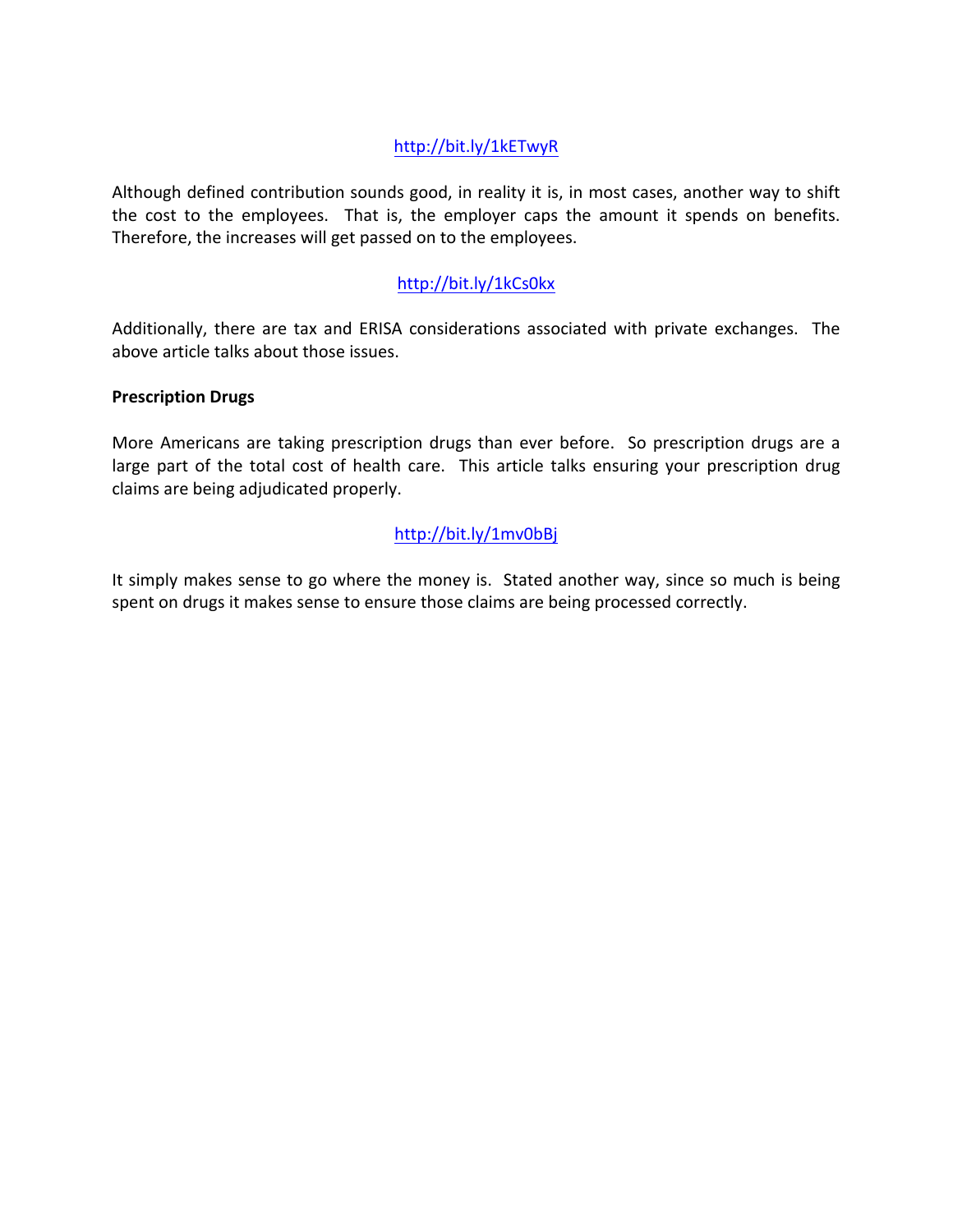http://bit.ly/1kETwyR

Although defined contribution sounds good, in reality it is, in most cases, another way to shift the cost to the employees. That is, the employer caps the amount it spends on benefits. Therefore, the increases will get passed on to the employees.

http://bit.ly/1kCs0kx

Additionally, there are tax and ERISA considerations associated with private exchanges. The above article talks about those issues.

**Prescription Drugs**

More Americans are taking prescription drugs than ever before. So prescription drugs are a large part of the total cost of health care. This article talks ensuring your prescription drug claims are being adjudicated properly.

http://bit.ly/1mv0bBj

It simply makes sense to go where the money is. Stated another way, since so much is being spent on drugs it makes sense to ensure those claims are being processed correctly.